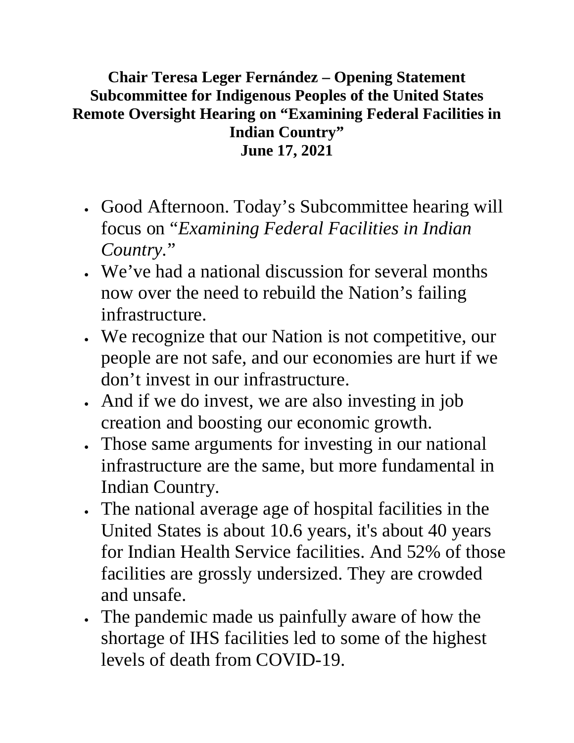**Chair Teresa Leger Fernández – Opening Statement**
**Subcommittee for Indigenous Peoples of the United States**
**Remote Oversight Hearing on "Examining Federal Facilities in Indian Country"**
**June 17, 2021**

- Good Afternoon. Today's Subcommittee hearing will focus on "*Examining Federal Facilities in Indian Country.*"
- We've had a national discussion for several months now over the need to rebuild the Nation's failing infrastructure.
- We recognize that our Nation is not competitive, our people are not safe, and our economies are hurt if we don't invest in our infrastructure.
- And if we do invest, we are also investing in job creation and boosting our economic growth.
- Those same arguments for investing in our national infrastructure are the same, but more fundamental in Indian Country.
- The national average age of hospital facilities in the United States is about 10.6 years, it's about 40 years for Indian Health Service facilities. And 52% of those facilities are grossly undersized. They are crowded and unsafe.
- The pandemic made us painfully aware of how the shortage of IHS facilities led to some of the highest levels of death from COVID-19.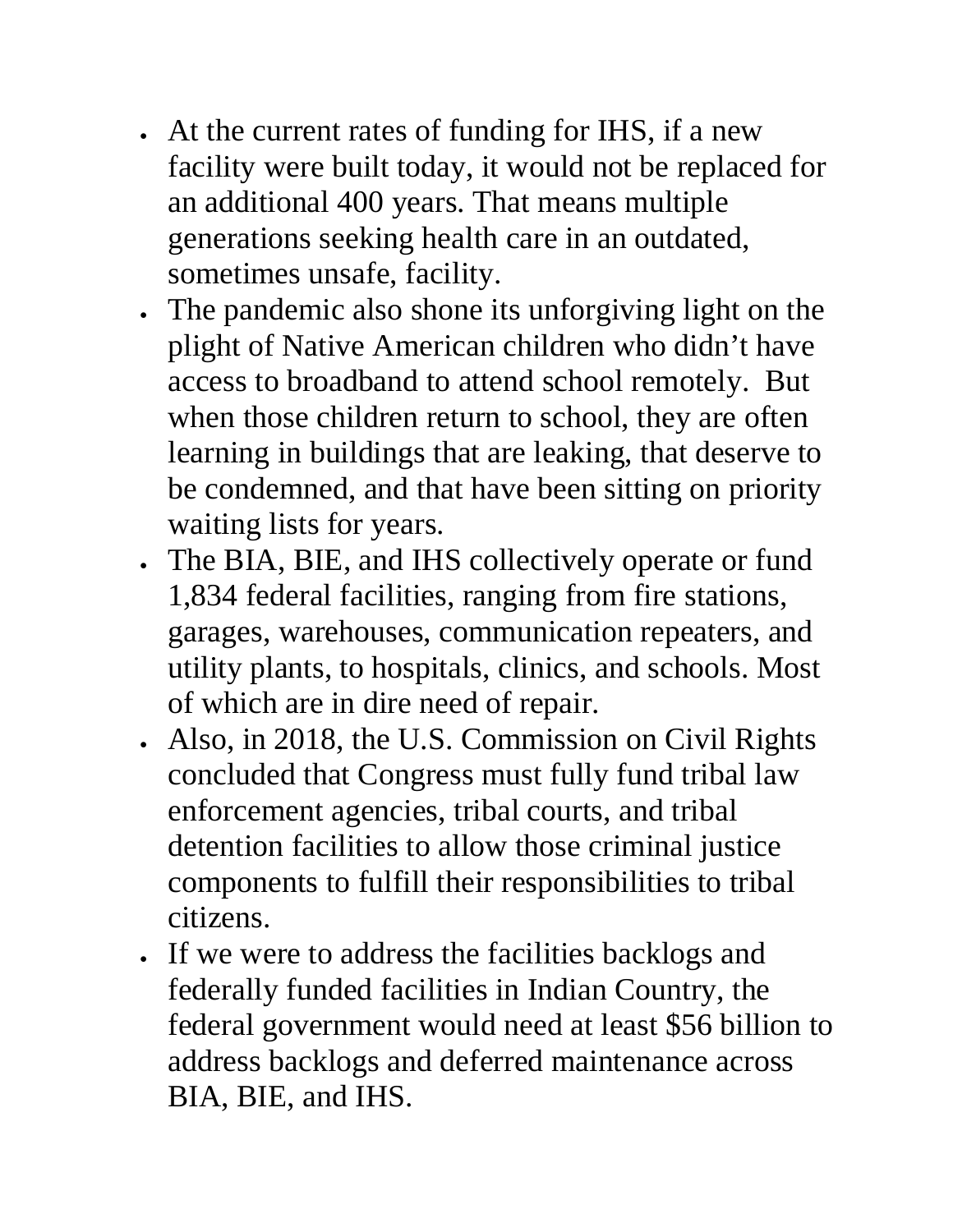- At the current rates of funding for IHS, if a new facility were built today, it would not be replaced for an additional 400 years. That means multiple generations seeking health care in an outdated, sometimes unsafe, facility.
- The pandemic also shone its unforgiving light on the plight of Native American children who didn't have access to broadband to attend school remotely. But when those children return to school, they are often learning in buildings that are leaking, that deserve to be condemned, and that have been sitting on priority waiting lists for years.
- The BIA, BIE, and IHS collectively operate or fund 1,834 federal facilities, ranging from fire stations, garages, warehouses, communication repeaters, and utility plants, to hospitals, clinics, and schools. Most of which are in dire need of repair.
- Also, in 2018, the U.S. Commission on Civil Rights concluded that Congress must fully fund tribal law enforcement agencies, tribal courts, and tribal detention facilities to allow those criminal justice components to fulfill their responsibilities to tribal citizens.
- If we were to address the facilities backlogs and federally funded facilities in Indian Country, the federal government would need at least $56 billion to address backlogs and deferred maintenance across BIA, BIE, and IHS.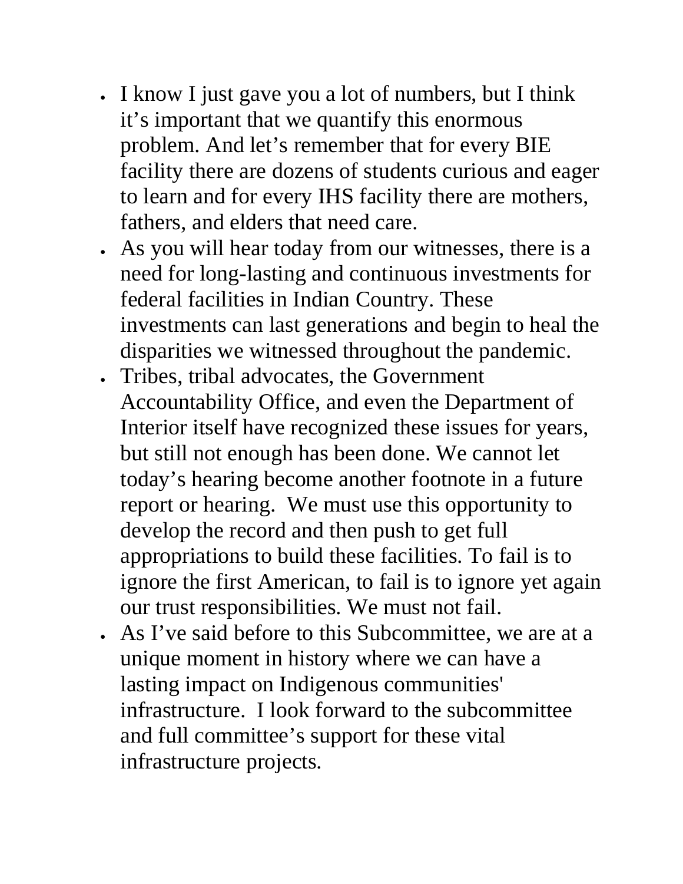- I know I just gave you a lot of numbers, but I think it's important that we quantify this enormous problem. And let's remember that for every BIE facility there are dozens of students curious and eager to learn and for every IHS facility there are mothers, fathers, and elders that need care.
- As you will hear today from our witnesses, there is a need for long-lasting and continuous investments for federal facilities in Indian Country. These investments can last generations and begin to heal the disparities we witnessed throughout the pandemic.
- Tribes, tribal advocates, the Government Accountability Office, and even the Department of Interior itself have recognized these issues for years, but still not enough has been done. We cannot let today's hearing become another footnote in a future report or hearing. We must use this opportunity to develop the record and then push to get full appropriations to build these facilities. To fail is to ignore the first American, to fail is to ignore yet again our trust responsibilities. We must not fail.
- As I've said before to this Subcommittee, we are at a unique moment in history where we can have a lasting impact on Indigenous communities' infrastructure. I look forward to the subcommittee and full committee's support for these vital infrastructure projects.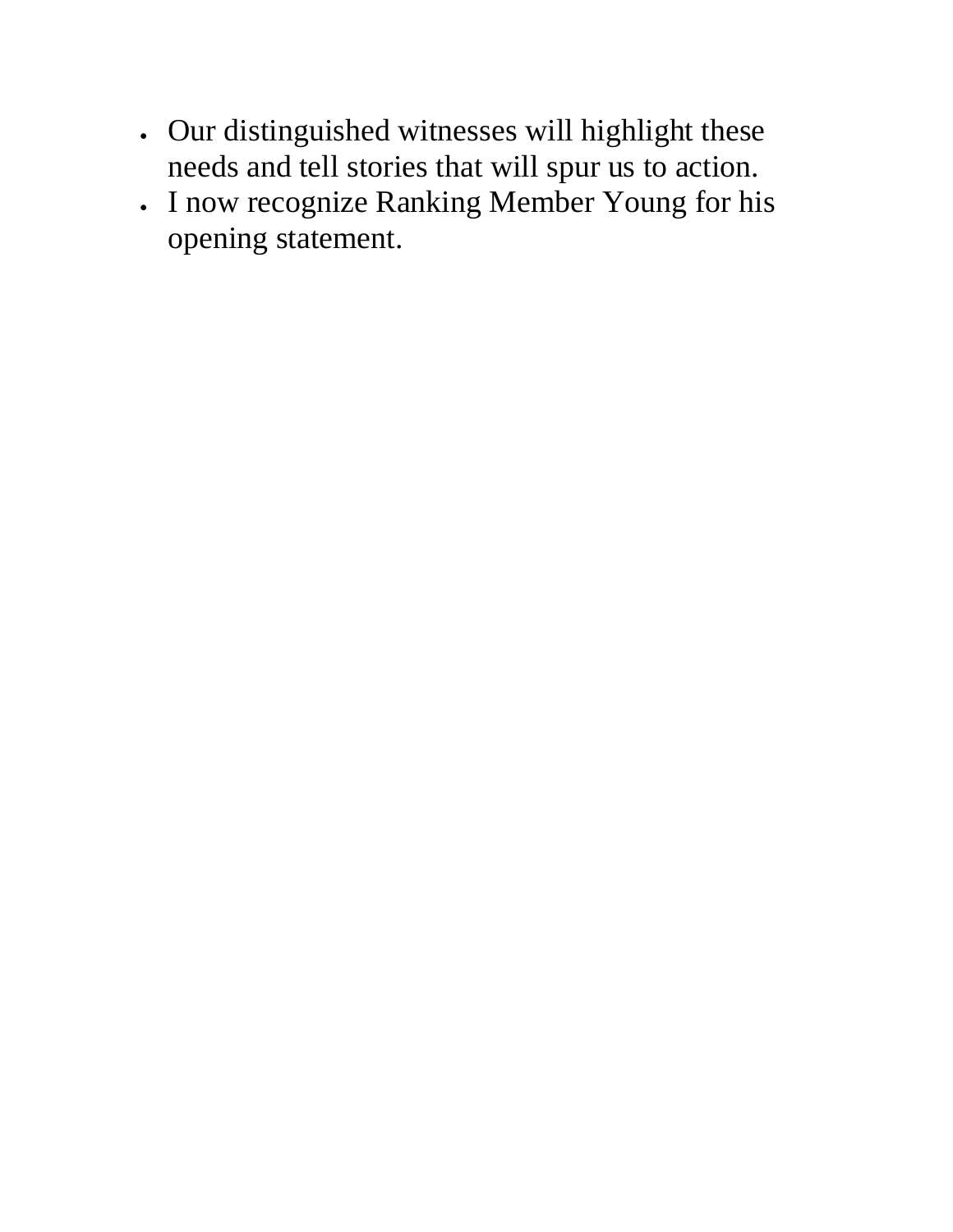- Our distinguished witnesses will highlight these needs and tell stories that will spur us to action.
- I now recognize Ranking Member Young for his opening statement.